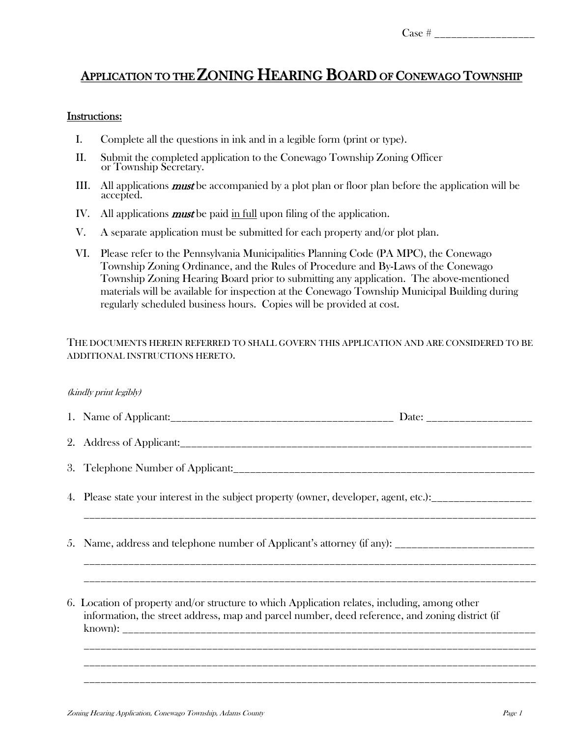Case # ___________________

# APPLICATION TO THE ZONING HEARING BOARD OF CONEWAGO TOWNSHIP

Instructions:

I. Complete all the questions in ink and in a legible form (print or type).

II. Submit the completed application to the Conewago Township Zoning Officer or Township Secretary.

III. All applications ***must*** be accompanied by a plot plan or floor plan before the application will be accepted.

IV. All applications ***must*** be paid in full upon filing of the application.

V. A separate application must be submitted for each property and/or plot plan.

VI. Please refer to the Pennsylvania Municipalities Planning Code (PA MPC), the Conewago Township Zoning Ordinance, and the Rules of Procedure and By-Laws of the Conewago Township Zoning Hearing Board prior to submitting any application. The above-mentioned materials will be available for inspection at the Conewago Township Municipal Building during regularly scheduled business hours. Copies will be provided at cost.

THE DOCUMENTS HEREIN REFERRED TO SHALL GOVERN THIS APPLICATION AND ARE CONSIDERED TO BE ADDITIONAL INSTRUCTIONS HERETO.

*(kindly print legibly)*

1. Name of Applicant:___________________________________________ Date: ___________________

2. Address of Applicant:_____________________________________________________________________

3. Telephone Number of Applicant:_____________________________________________________________

4. Please state your interest in the subject property (owner, developer, agent, etc.):___________________
_______________________________________________________________________________________

5. Name, address and telephone number of Applicant's attorney (if any): __________________________
_______________________________________________________________________________________
_______________________________________________________________________________________

6. Location of property and/or structure to which Application relates, including, among other information, the street address, map and parcel number, deed reference, and zoning district (if known): _________________________________________________________________________________
_______________________________________________________________________________________
_______________________________________________________________________________________
_______________________________________________________________________________________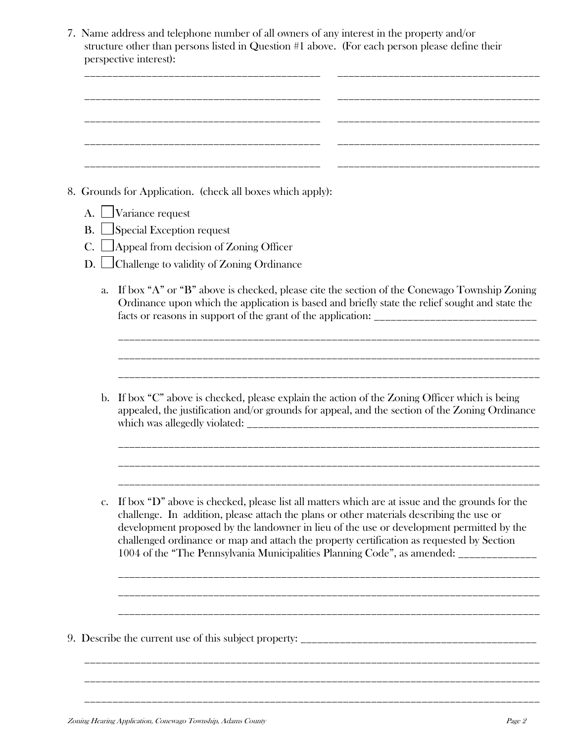7. Name address and telephone number of all owners of any interest in the property and/or structure other than persons listed in Question #1 above. (For each person please define their perspective interest):

_____________________________________________ _______________________________________

_____________________________________________ _______________________________________

_____________________________________________ _______________________________________

_____________________________________________ _______________________________________

_____________________________________________ _______________________________________

8. Grounds for Application. (check all boxes which apply):

   A. ☐ Variance request
   B. ☐ Special Exception request
   C. ☐ Appeal from decision of Zoning Officer
   D. ☐ Challenge to validity of Zoning Ordinance

   a. If box "A" or "B" above is checked, please cite the section of the Conewago Township Zoning Ordinance upon which the application is based and briefly state the relief sought and state the facts or reasons in support of the grant of the application: ______________________________

   ________________________________________________________________________________

   ________________________________________________________________________________

   ________________________________________________________________________________

   b. If box "C" above is checked, please explain the action of the Zoning Officer which is being appealed, the justification and/or grounds for appeal, and the section of the Zoning Ordinance which was allegedly violated: ___________________________________________________________

   ________________________________________________________________________________

   ________________________________________________________________________________

   ________________________________________________________________________________

   c. If box "D" above is checked, please list all matters which are at issue and the grounds for the challenge. In addition, please attach the plans or other materials describing the use or development proposed by the landowner in lieu of the use or development permitted by the challenged ordinance or map and attach the property certification as requested by Section 1004 of the "The Pennsylvania Municipalities Planning Code", as amended: ______________

   ________________________________________________________________________________

   ________________________________________________________________________________

   ________________________________________________________________________________

9. Describe the current use of this subject property: _____________________________________________

_____________________________________________________________________________________

_____________________________________________________________________________________

_____________________________________________________________________________________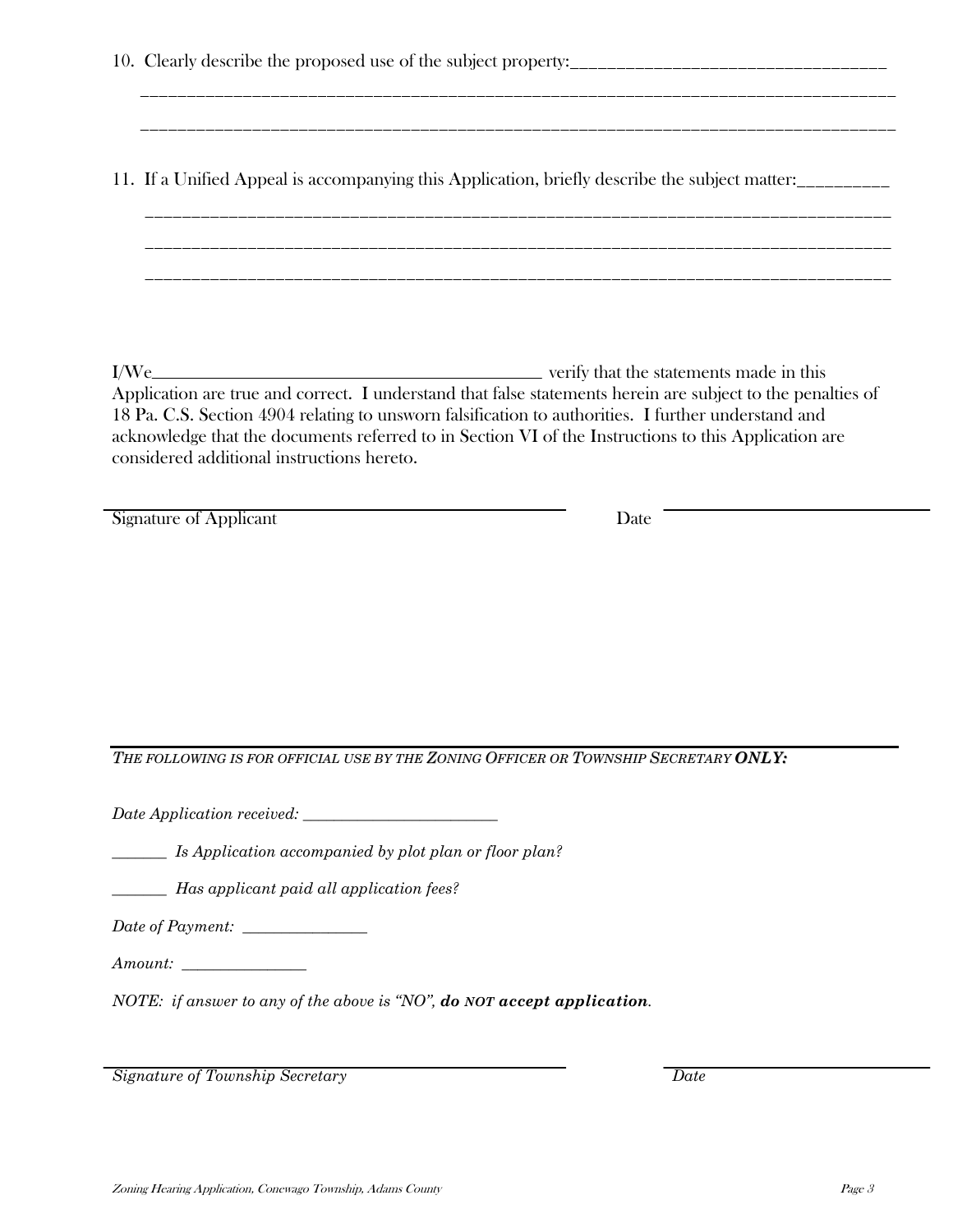10. Clearly describe the proposed use of the subject property:___________________________________

_______________________________________________________________________________________

_______________________________________________________________________________________

11. If a Unified Appeal is accompanying this Application, briefly describe the subject matter:__________

_______________________________________________________________________________________

_______________________________________________________________________________________

_______________________________________________________________________________________

I/We_______________________________________________ verify that the statements made in this Application are true and correct. I understand that false statements herein are subject to the penalties of 18 Pa. C.S. Section 4904 relating to unsworn falsification to authorities. I further understand and acknowledge that the documents referred to in Section VI of the Instructions to this Application are considered additional instructions hereto.

_______________________________________________ Signature of Applicant

_______________________ Date

---

*THE FOLLOWING IS FOR OFFICIAL USE BY THE ZONING OFFICER OR TOWNSHIP SECRETARY **ONLY:***

*Date Application received: ________________________*

*_______ Is Application accompanied by plot plan or floor plan?*

*_______ Has applicant paid all application fees?*

*Date of Payment: _______________*

*Amount: _______________*

*NOTE: if answer to any of the above is "NO", **do NOT accept application**.*

_______________________________________________ *Signature of Township Secretary*

_______________________ *Date*